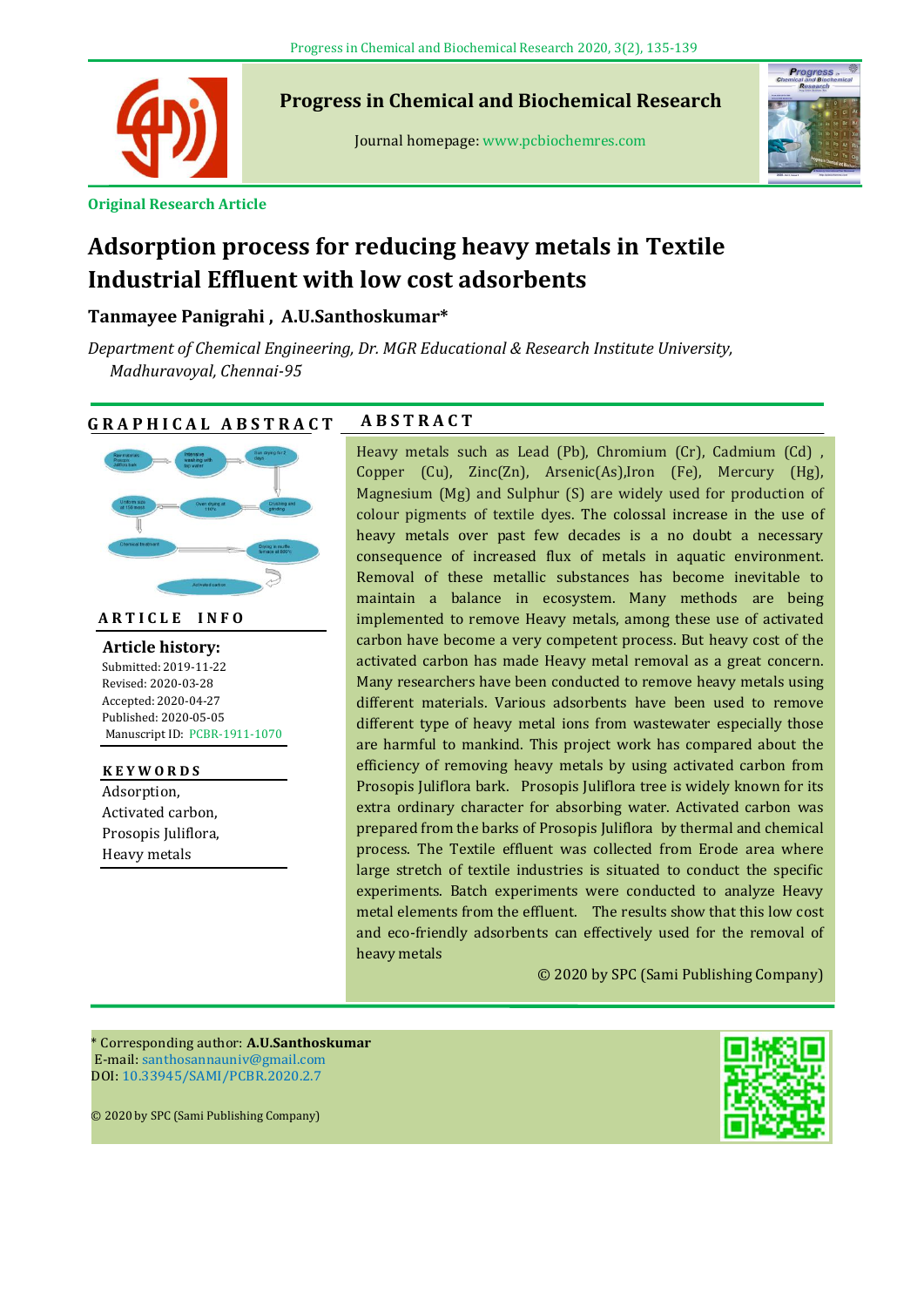Progress in Chemical and Biochemical Research

Journal homepage: www.pcbiochemres.com

**Original Research Article**

# Adsorption process for reducing heavy metals in Textile Industrial Effluent with low cost adsorbents

**Tanmayee Panigrahi , A.U.Santhoskumar***

*Department of Chemical Engineering, Dr. MGR Educational & Research Institute University, Madhuravoyal, Chennai-95*

## GRAPHICAL ABSTRACT

## ARTICLE INFO

**Article history:**

Submitted: 2019-11-22
Revised: 2020-03-28
Accepted: 2020-04-27
Published: 2020-05-05
Manuscript ID: PCBR-1911-1070

**KEYWORDS**

Adsorption,
Activated carbon,
Prosopis Juliflora,
Heavy metals

## ABSTRACT

Heavy metals such as Lead (Pb), Chromium (Cr), Cadmium (Cd) , Copper (Cu), Zinc(Zn), Arsenic(As),Iron (Fe), Mercury (Hg), Magnesium (Mg) and Sulphur (S) are widely used for production of colour pigments of textile dyes. The colossal increase in the use of heavy metals over past few decades is a no doubt a necessary consequence of increased flux of metals in aquatic environment. Removal of these metallic substances has become inevitable to maintain a balance in ecosystem. Many methods are being implemented to remove Heavy metals, among these use of activated carbon have become a very competent process. But heavy cost of the activated carbon has made Heavy metal removal as a great concern. Many researchers have been conducted to remove heavy metals using different materials. Various adsorbents have been used to remove different type of heavy metal ions from wastewater especially those are harmful to mankind. This project work has compared about the efficiency of removing heavy metals by using activated carbon from Prosopis Juliflora bark. Prosopis Juliflora tree is widely known for its extra ordinary character for absorbing water. Activated carbon was prepared from the barks of Prosopis Juliflora by thermal and chemical process. The Textile effluent was collected from Erode area where large stretch of textile industries is situated to conduct the specific experiments. Batch experiments were conducted to analyze Heavy metal elements from the effluent. The results show that this low cost and eco-friendly adsorbents can effectively used for the removal of heavy metals

© 2020 by SPC (Sami Publishing Company)

* Corresponding author: **A.U.Santhoskumar**
E-mail: santhosannauniv@gmail.com
DOI: 10.33945/SAMI/PCBR.2020.2.7

© 2020 by SPC (Sami Publishing Company)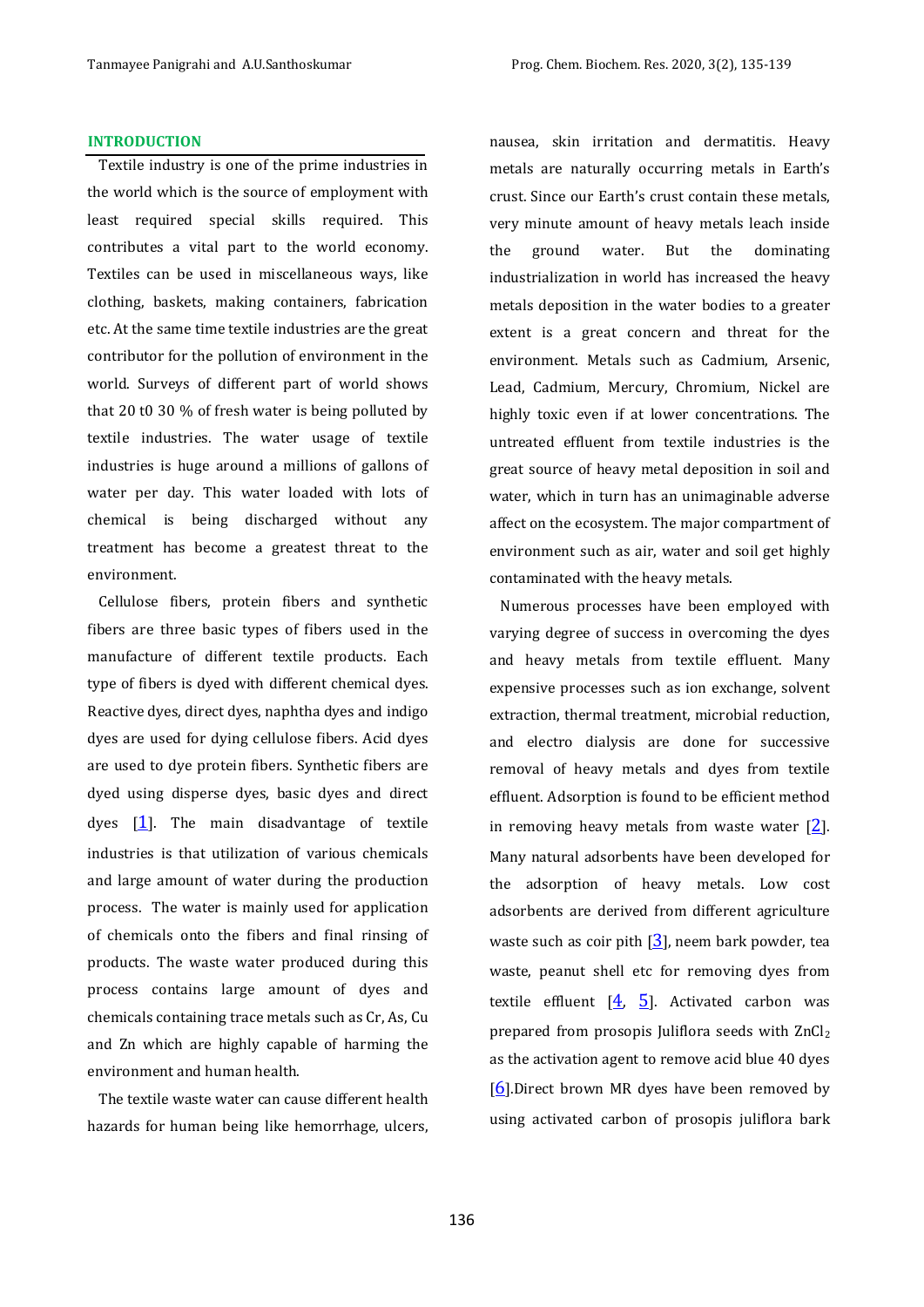## INTRODUCTION

Textile industry is one of the prime industries in the world which is the source of employment with least required special skills required. This contributes a vital part to the world economy. Textiles can be used in miscellaneous ways, like clothing, baskets, making containers, fabrication etc. At the same time textile industries are the great contributor for the pollution of environment in the world. Surveys of different part of world shows that 20 t0 30 % of fresh water is being polluted by textile industries. The water usage of textile industries is huge around a millions of gallons of water per day. This water loaded with lots of chemical is being discharged without any treatment has become a greatest threat to the environment.

Cellulose fibers, protein fibers and synthetic fibers are three basic types of fibers used in the manufacture of different textile products. Each type of fibers is dyed with different chemical dyes. Reactive dyes, direct dyes, naphtha dyes and indigo dyes are used for dying cellulose fibers. Acid dyes are used to dye protein fibers. Synthetic fibers are dyed using disperse dyes, basic dyes and direct dyes [1]. The main disadvantage of textile industries is that utilization of various chemicals and large amount of water during the production process. The water is mainly used for application of chemicals onto the fibers and final rinsing of products. The waste water produced during this process contains large amount of dyes and chemicals containing trace metals such as Cr, As, Cu and Zn which are highly capable of harming the environment and human health.

The textile waste water can cause different health hazards for human being like hemorrhage, ulcers, nausea, skin irritation and dermatitis. Heavy metals are naturally occurring metals in Earth's crust. Since our Earth's crust contain these metals, very minute amount of heavy metals leach inside the ground water. But the dominating industrialization in world has increased the heavy metals deposition in the water bodies to a greater extent is a great concern and threat for the environment. Metals such as Cadmium, Arsenic, Lead, Cadmium, Mercury, Chromium, Nickel are highly toxic even if at lower concentrations. The untreated effluent from textile industries is the great source of heavy metal deposition in soil and water, which in turn has an unimaginable adverse affect on the ecosystem. The major compartment of environment such as air, water and soil get highly contaminated with the heavy metals.

Numerous processes have been employed with varying degree of success in overcoming the dyes and heavy metals from textile effluent. Many expensive processes such as ion exchange, solvent extraction, thermal treatment, microbial reduction, and electro dialysis are done for successive removal of heavy metals and dyes from textile effluent. Adsorption is found to be efficient method in removing heavy metals from waste water [2]. Many natural adsorbents have been developed for the adsorption of heavy metals. Low cost adsorbents are derived from different agriculture waste such as coir pith [3], neem bark powder, tea waste, peanut shell etc for removing dyes from textile effluent [4, 5]. Activated carbon was prepared from prosopis Juliflora seeds with $ZnCl_2$ as the activation agent to remove acid blue 40 dyes [6].Direct brown MR dyes have been removed by using activated carbon of prosopis juliflora bark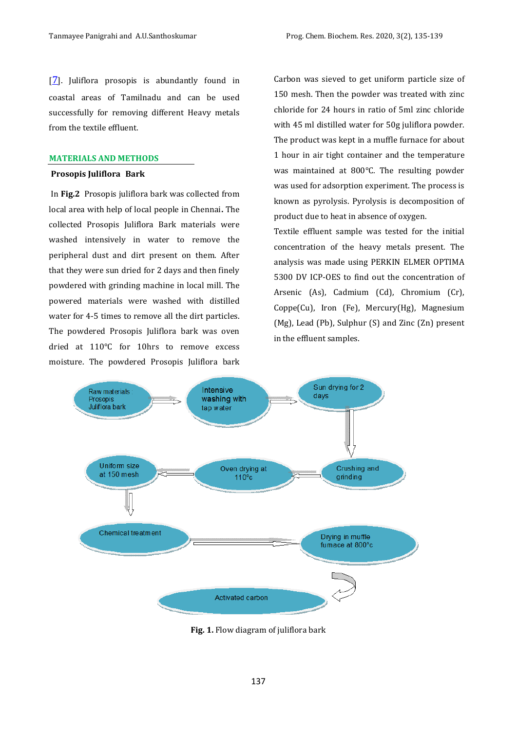[7]. Juliflora prosopis is abundantly found in coastal areas of Tamilnadu and can be used successfully for removing different Heavy metals from the textile effluent.

## MATERIALS AND METHODS

### Prosopis Juliflora Bark

In **Fig.2** Prosopis juliflora bark was collected from local area with help of local people in Chennai**.** The collected Prosopis Juliflora Bark materials were washed intensively in water to remove the peripheral dust and dirt present on them. After that they were sun dried for 2 days and then finely powdered with grinding machine in local mill. The powered materials were washed with distilled water for 4-5 times to remove all the dirt particles. The powdered Prosopis Juliflora bark was oven dried at 110°C for 10hrs to remove excess moisture. The powdered Prosopis Juliflora bark Carbon was sieved to get uniform particle size of 150 mesh. Then the powder was treated with zinc chloride for 24 hours in ratio of 5ml zinc chloride with 45 ml distilled water for 50g juliflora powder. The product was kept in a muffle furnace for about 1 hour in air tight container and the temperature was maintained at 800°C. The resulting powder was used for adsorption experiment. The process is known as pyrolysis. Pyrolysis is decomposition of product due to heat in absence of oxygen.

Textile effluent sample was tested for the initial concentration of the heavy metals present. The analysis was made using PERKIN ELMER OPTIMA 5300 DV ICP-OES to find out the concentration of Arsenic (As), Cadmium (Cd), Chromium (Cr), Coppe(Cu), Iron (Fe), Mercury(Hg), Magnesium (Mg), Lead (Pb), Sulphur (S) and Zinc (Zn) present in the effluent samples.

Raw materials : Prosopis Juliflora bark → Intensive washing with tap water → Sun drying for 2 days → Crushing and grinding → Oven drying at 110°c → Uniform size at 150 mesh → Chemical treatment → Drying in muffle furnace at 800°c → Activated carbon

**Fig. 1.** Flow diagram of juliflora bark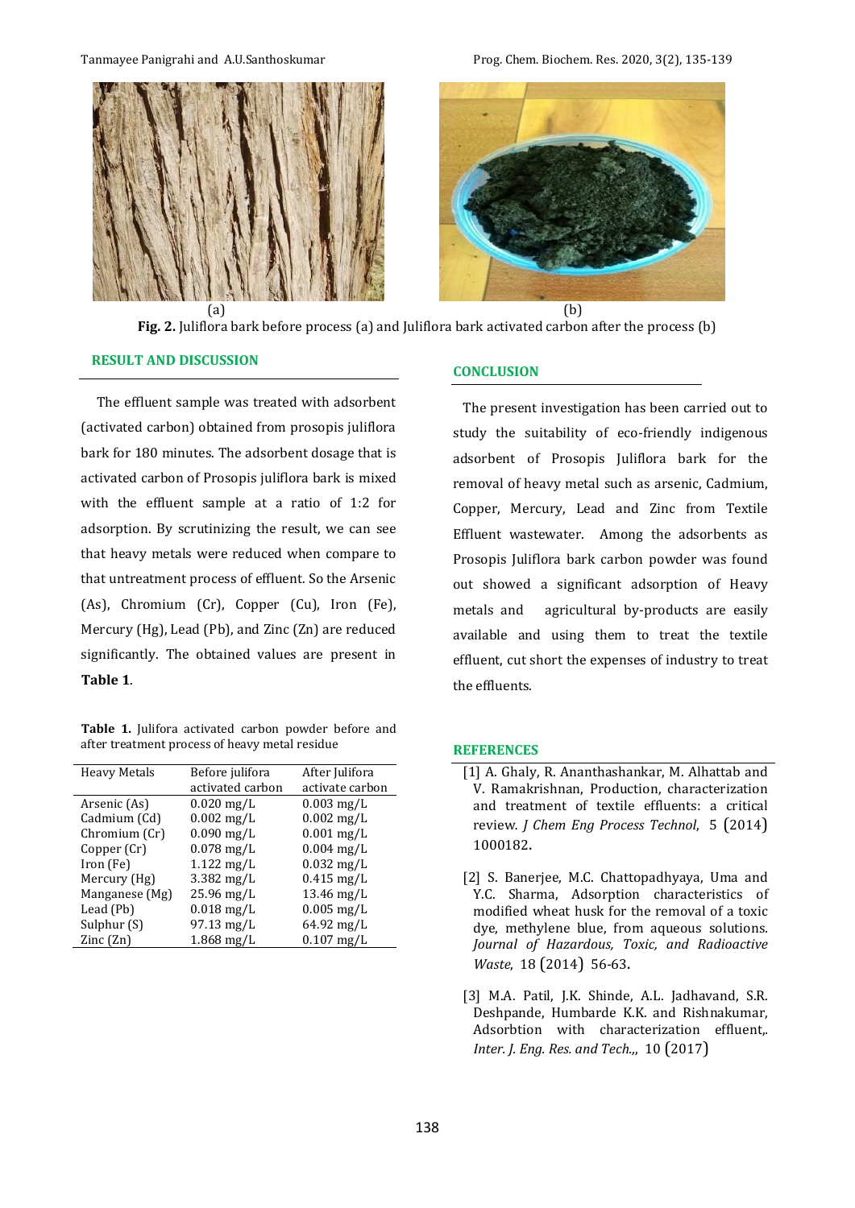(a) (b)

**Fig. 2.** Juliflora bark before process (a) and Juliflora bark activated carbon after the process (b)

## RESULT AND DISCUSSION

The effluent sample was treated with adsorbent (activated carbon) obtained from prosopis juliflora bark for 180 minutes. The adsorbent dosage that is activated carbon of Prosopis juliflora bark is mixed with the effluent sample at a ratio of 1:2 for adsorption. By scrutinizing the result, we can see that heavy metals were reduced when compare to that untreatment process of effluent. So the Arsenic (As), Chromium (Cr), Copper (Cu), Iron (Fe), Mercury (Hg), Lead (Pb), and Zinc (Zn) are reduced significantly. The obtained values are present in **Table 1**.

**Table 1.** Julifora activated carbon powder before and after treatment process of heavy metal residue

| Heavy Metals | Before julifora activated carbon | After Julifora activate carbon |
|---|---|---|
| Arsenic (As) | 0.020 mg/L | 0.003 mg/L |
| Cadmium (Cd) | 0.002 mg/L | 0.002 mg/L |
| Chromium (Cr) | 0.090 mg/L | 0.001 mg/L |
| Copper (Cr) | 0.078 mg/L | 0.004 mg/L |
| Iron (Fe) | 1.122 mg/L | 0.032 mg/L |
| Mercury (Hg) | 3.382 mg/L | 0.415 mg/L |
| Manganese (Mg) | 25.96 mg/L | 13.46 mg/L |
| Lead (Pb) | 0.018 mg/L | 0.005 mg/L |
| Sulphur (S) | 97.13 mg/L | 64.92 mg/L |
| Zinc (Zn) | 1.868 mg/L | 0.107 mg/L |

## CONCLUSION

The present investigation has been carried out to study the suitability of eco-friendly indigenous adsorbent of Prosopis Juliflora bark for the removal of heavy metal such as arsenic, Cadmium, Copper, Mercury, Lead and Zinc from Textile Effluent wastewater. Among the adsorbents as Prosopis Juliflora bark carbon powder was found out showed a significant adsorption of Heavy metals and agricultural by-products are easily available and using them to treat the textile effluent, cut short the expenses of industry to treat the effluents.

## REFERENCES

[1] A. Ghaly, R. Ananthashankar, M. Alhattab and V. Ramakrishnan, Production, characterization and treatment of textile effluents: a critical review. *J Chem Eng Process Technol*, 5 (2014) 1000182.

[2] S. Banerjee, M.C. Chattopadhyaya, Uma and Y.C. Sharma, Adsorption characteristics of modified wheat husk for the removal of a toxic dye, methylene blue, from aqueous solutions. *Journal of Hazardous, Toxic, and Radioactive Waste*, 18 (2014) 56-63.

[3] M.A. Patil, J.K. Shinde, A.L. Jadhavand, S.R. Deshpande, Humbarde K.K. and Rishnakumar, Adsorbtion with characterization effluent,. *Inter. J. Eng. Res. and Tech.*,, 10 (2017)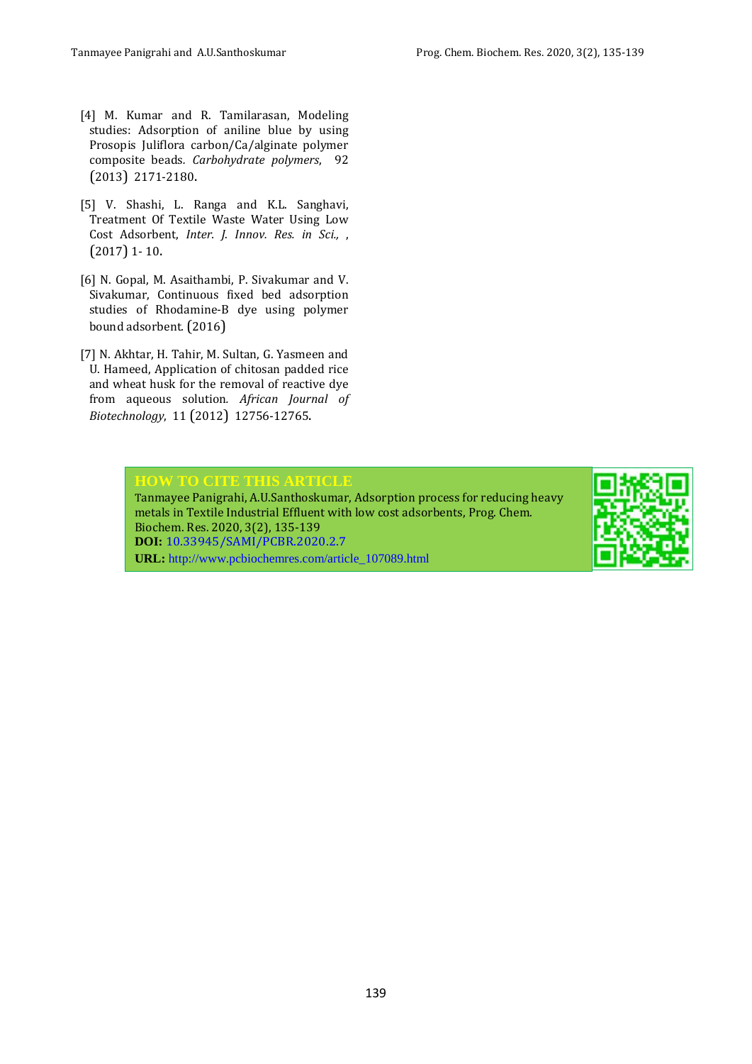[4] M. Kumar and R. Tamilarasan, Modeling studies: Adsorption of aniline blue by using Prosopis Juliflora carbon/Ca/alginate polymer composite beads. *Carbohydrate polymers*, 92 (2013) 2171-2180.

[5] V. Shashi, L. Ranga and K.L. Sanghavi, Treatment Of Textile Waste Water Using Low Cost Adsorbent, *Inter. J. Innov. Res. in Sci.,* , (2017) 1- 10.

[6] N. Gopal, M. Asaithambi, P. Sivakumar and V. Sivakumar, Continuous fixed bed adsorption studies of Rhodamine-B dye using polymer bound adsorbent. (2016)

[7] N. Akhtar, H. Tahir, M. Sultan, G. Yasmeen and U. Hameed, Application of chitosan padded rice and wheat husk for the removal of reactive dye from aqueous solution. *African Journal of Biotechnology*, 11 (2012) 12756-12765.

**HOW TO CITE THIS ARTICLE**

Tanmayee Panigrahi, A.U.Santhoskumar, Adsorption process for reducing heavy metals in Textile Industrial Effluent with low cost adsorbents, Prog. Chem. Biochem. Res. 2020, 3(2), 135-139

**DOI:** 10.33945/SAMI/PCBR.2020.2.7

**URL:** http://www.pcbiochemres.com/article_107089.html